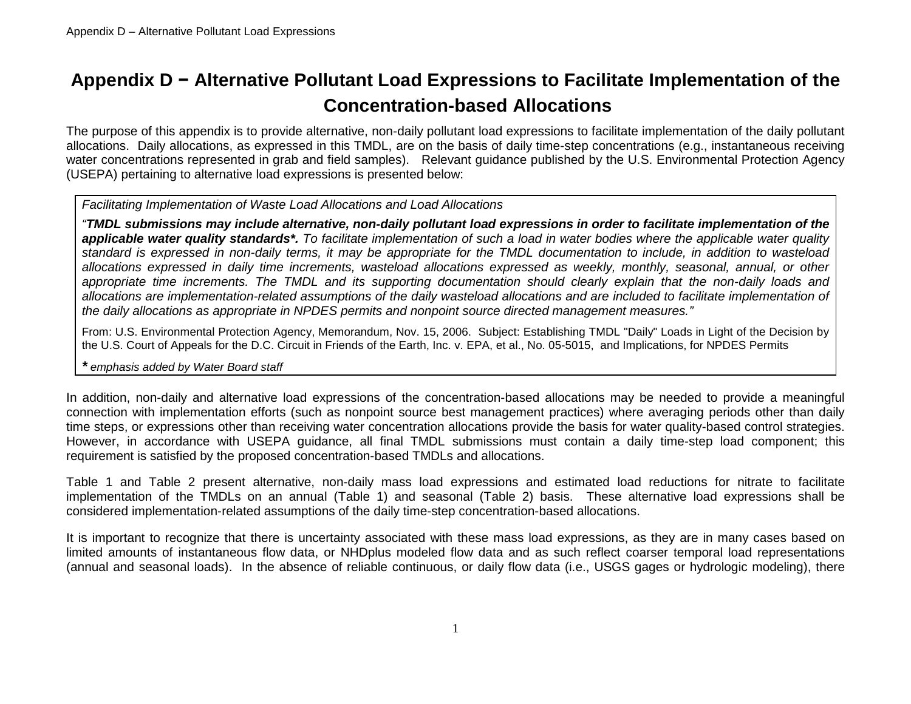# Appendix D − Alternative Pollutant Load Expressions to Facilitate Implementation of the Concentration-based Allocations

The purpose of this appendix is to provide alternative, non-daily pollutant load expressions to facilitate implementation of the daily pollutant allocations. Daily allocations, as expressed in this TMDL, are on the basis of daily time-step concentrations (e.g., instantaneous receiving water concentrations represented in grab and field samples). Relevant guidance published by the U.S. Environmental Protection Agency (USEPA) pertaining to alternative load expressions is presented below:

> *Facilitating Implementation of Waste Load Allocations and Load Allocations*
>
> *"**TMDL submissions may include alternative, non-daily pollutant load expressions in order to facilitate implementation of the applicable water quality standards\*.** To facilitate implementation of such a load in water bodies where the applicable water quality standard is expressed in non-daily terms, it may be appropriate for the TMDL documentation to include, in addition to wasteload allocations expressed in daily time increments, wasteload allocations expressed as weekly, monthly, seasonal, annual, or other appropriate time increments. The TMDL and its supporting documentation should clearly explain that the non-daily loads and allocations are implementation-related assumptions of the daily wasteload allocations and are included to facilitate implementation of the daily allocations as appropriate in NPDES permits and nonpoint source directed management measures."*
>
> From: U.S. Environmental Protection Agency, Memorandum, Nov. 15, 2006. Subject: Establishing TMDL "Daily" Loads in Light of the Decision by the U.S. Court of Appeals for the D.C. Circuit in Friends of the Earth, Inc. v. EPA, et al., No. 05-5015, and Implications, for NPDES Permits
>
> **\*** *emphasis added by Water Board staff*

In addition, non-daily and alternative load expressions of the concentration-based allocations may be needed to provide a meaningful connection with implementation efforts (such as nonpoint source best management practices) where averaging periods other than daily time steps, or expressions other than receiving water concentration allocations provide the basis for water quality-based control strategies. However, in accordance with USEPA guidance, all final TMDL submissions must contain a daily time-step load component; this requirement is satisfied by the proposed concentration-based TMDLs and allocations.

Table 1 and Table 2 present alternative, non-daily mass load expressions and estimated load reductions for nitrate to facilitate implementation of the TMDLs on an annual (Table 1) and seasonal (Table 2) basis. These alternative load expressions shall be considered implementation-related assumptions of the daily time-step concentration-based allocations.

It is important to recognize that there is uncertainty associated with these mass load expressions, as they are in many cases based on limited amounts of instantaneous flow data, or NHDplus modeled flow data and as such reflect coarser temporal load representations (annual and seasonal loads). In the absence of reliable continuous, or daily flow data (i.e., USGS gages or hydrologic modeling), there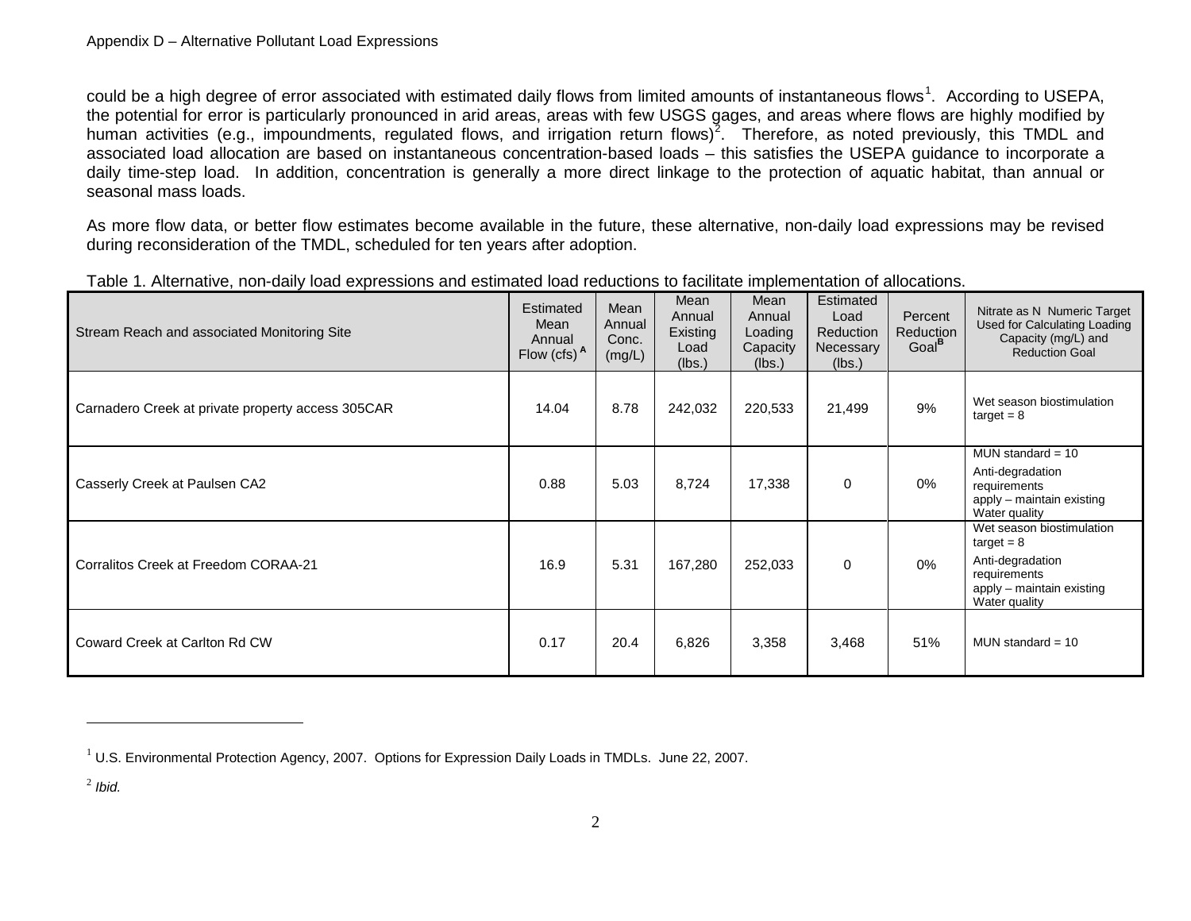could be a high degree of error associated with estimated daily flows from limited amounts of instantaneous flows[1]. According to USEPA, the potential for error is particularly pronounced in arid areas, areas with few USGS gages, and areas where flows are highly modified by human activities (e.g., impoundments, regulated flows, and irrigation return flows)[2]. Therefore, as noted previously, this TMDL and associated load allocation are based on instantaneous concentration-based loads – this satisfies the USEPA guidance to incorporate a daily time-step load. In addition, concentration is generally a more direct linkage to the protection of aquatic habitat, than annual or seasonal mass loads.

As more flow data, or better flow estimates become available in the future, these alternative, non-daily load expressions may be revised during reconsideration of the TMDL, scheduled for ten years after adoption.

Table 1. Alternative, non-daily load expressions and estimated load reductions to facilitate implementation of allocations.

| Stream Reach and associated Monitoring Site | Estimated Mean Annual Flow (cfs) [A] | Mean Annual Conc. (mg/L) | Mean Annual Existing Load (lbs.) | Mean Annual Loading Capacity (lbs.) | Estimated Load Reduction Necessary (lbs.) | Percent Reduction Goal[B] | Nitrate as N Numeric Target Used for Calculating Loading Capacity (mg/L) and Reduction Goal |
|---|---|---|---|---|---|---|---|
| Carnadero Creek at private property access 305CAR | 14.04 | 8.78 | 242,032 | 220,533 | 21,499 | 9% | Wet season biostimulation target = 8 |
| Casserly Creek at Paulsen CA2 | 0.88 | 5.03 | 8,724 | 17,338 | 0 | 0% | MUN standard = 10<br>Anti-degradation requirements apply – maintain existing Water quality |
| Corralitos Creek at Freedom CORAA-21 | 16.9 | 5.31 | 167,280 | 252,033 | 0 | 0% | Wet season biostimulation target = 8<br>Anti-degradation requirements apply – maintain existing Water quality |
| Coward Creek at Carlton Rd CW | 0.17 | 20.4 | 6,826 | 3,358 | 3,468 | 51% | MUN standard = 10 |

---

[1] U.S. Environmental Protection Agency, 2007. Options for Expression Daily Loads in TMDLs. June 22, 2007.

[2] *Ibid.*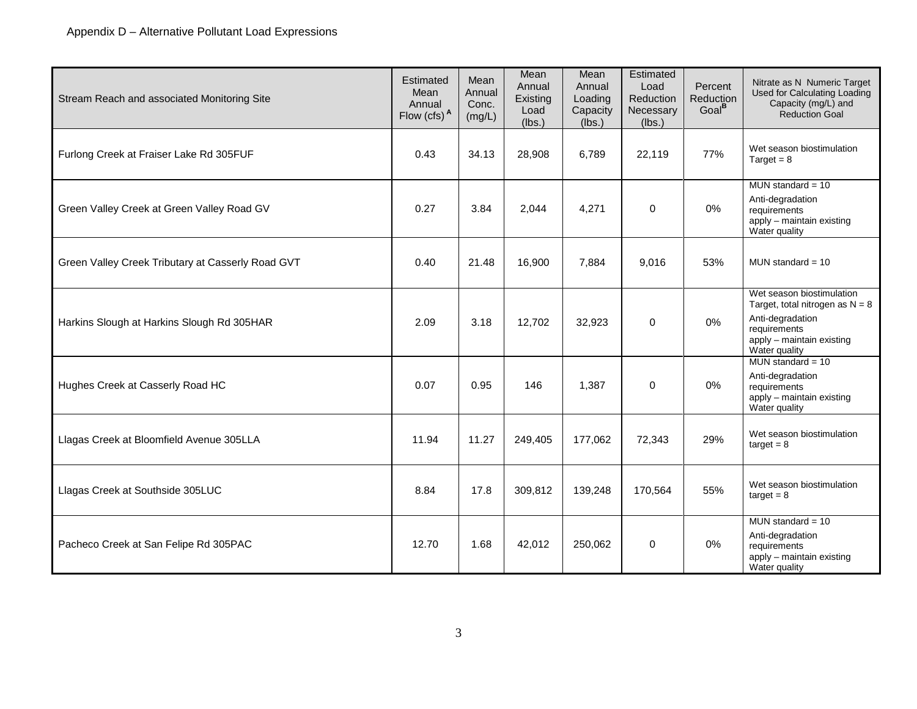Appendix D – Alternative Pollutant Load Expressions

| Stream Reach and associated Monitoring Site | Estimated Mean Annual Flow (cfs) [A] | Mean Annual Conc. (mg/L) | Mean Annual Existing Load (lbs.) | Mean Annual Loading Capacity (lbs.) | Estimated Load Reduction Necessary (lbs.) | Percent Reduction Goal[B] | Nitrate as N Numeric Target Used for Calculating Loading Capacity (mg/L) and Reduction Goal |
|---|---|---|---|---|---|---|---|
| Furlong Creek at Fraiser Lake Rd 305FUF | 0.43 | 34.13 | 28,908 | 6,789 | 22,119 | 77% | Wet season biostimulation Target = 8 |
| Green Valley Creek at Green Valley Road GV | 0.27 | 3.84 | 2,044 | 4,271 | 0 | 0% | MUN standard = 10<br>Anti-degradation requirements apply – maintain existing Water quality |
| Green Valley Creek Tributary at Casserly Road GVT | 0.40 | 21.48 | 16,900 | 7,884 | 9,016 | 53% | MUN standard = 10 |
| Harkins Slough at Harkins Slough Rd 305HAR | 2.09 | 3.18 | 12,702 | 32,923 | 0 | 0% | Wet season biostimulation Target, total nitrogen as N = 8<br>Anti-degradation requirements apply – maintain existing Water quality |
| Hughes Creek at Casserly Road HC | 0.07 | 0.95 | 146 | 1,387 | 0 | 0% | MUN standard = 10<br>Anti-degradation requirements apply – maintain existing Water quality |
| Llagas Creek at Bloomfield Avenue 305LLA | 11.94 | 11.27 | 249,405 | 177,062 | 72,343 | 29% | Wet season biostimulation target = 8 |
| Llagas Creek at Southside 305LUC | 8.84 | 17.8 | 309,812 | 139,248 | 170,564 | 55% | Wet season biostimulation target = 8 |
| Pacheco Creek at San Felipe Rd 305PAC | 12.70 | 1.68 | 42,012 | 250,062 | 0 | 0% | MUN standard = 10<br>Anti-degradation requirements apply – maintain existing Water quality |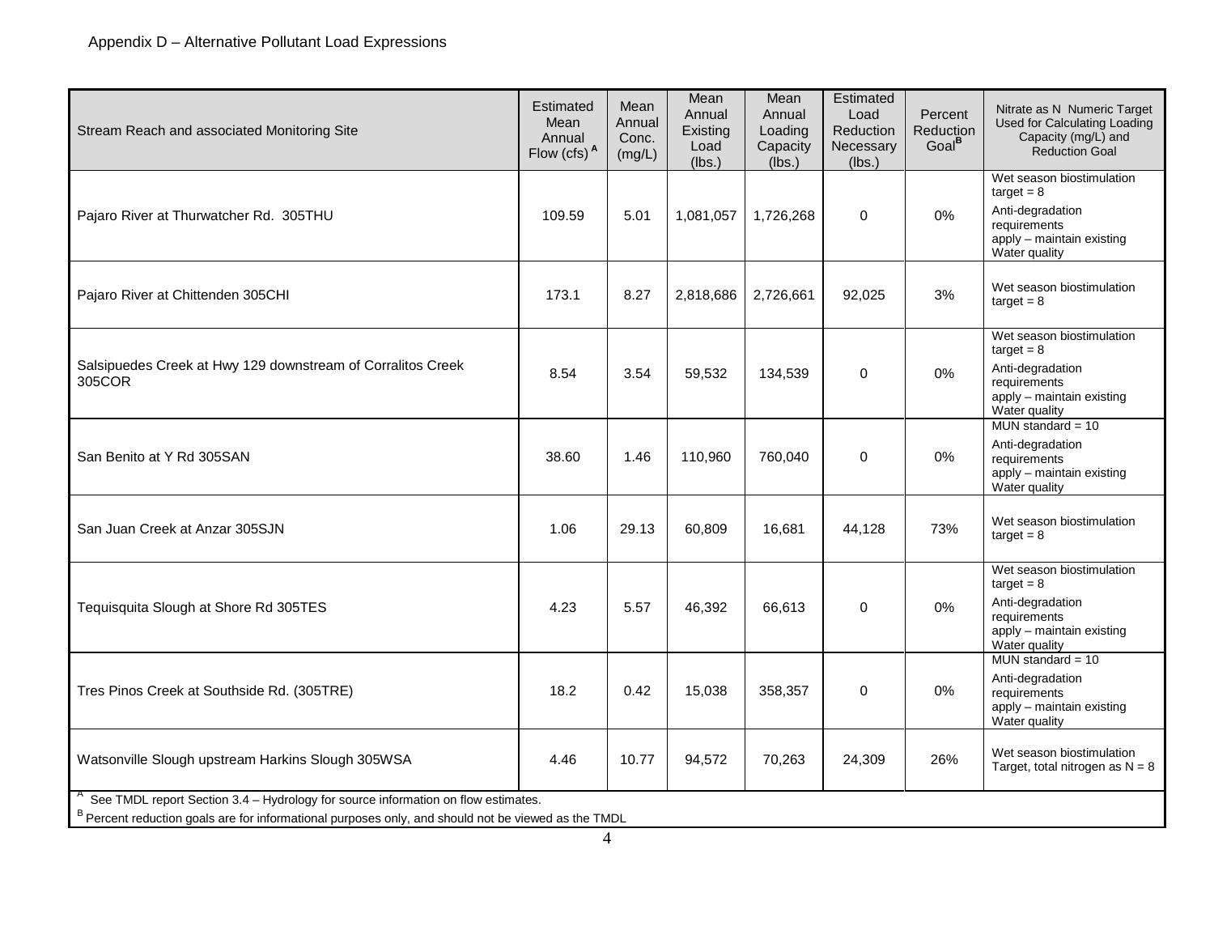Appendix D – Alternative Pollutant Load Expressions

| Stream Reach and associated Monitoring Site | Estimated Mean Annual Flow (cfs) [A] | Mean Annual Conc. (mg/L) | Mean Annual Existing Load (lbs.) | Mean Annual Loading Capacity (lbs.) | Estimated Load Reduction Necessary (lbs.) | Percent Reduction Goal[B] | Nitrate as N Numeric Target Used for Calculating Loading Capacity (mg/L) and Reduction Goal |
|---|---|---|---|---|---|---|---|
| Pajaro River at Thurwatcher Rd. 305THU | 109.59 | 5.01 | 1,081,057 | 1,726,268 | 0 | 0% | Wet season biostimulation target = 8<br>Anti-degradation requirements apply – maintain existing Water quality |
| Pajaro River at Chittenden 305CHI | 173.1 | 8.27 | 2,818,686 | 2,726,661 | 92,025 | 3% | Wet season biostimulation target = 8 |
| Salsipuedes Creek at Hwy 129 downstream of Corralitos Creek 305COR | 8.54 | 3.54 | 59,532 | 134,539 | 0 | 0% | Wet season biostimulation target = 8<br>Anti-degradation requirements apply – maintain existing Water quality |
| San Benito at Y Rd 305SAN | 38.60 | 1.46 | 110,960 | 760,040 | 0 | 0% | MUN standard = 10<br>Anti-degradation requirements apply – maintain existing Water quality |
| San Juan Creek at Anzar 305SJN | 1.06 | 29.13 | 60,809 | 16,681 | 44,128 | 73% | Wet season biostimulation target = 8 |
| Tequisquita Slough at Shore Rd 305TES | 4.23 | 5.57 | 46,392 | 66,613 | 0 | 0% | Wet season biostimulation target = 8<br>Anti-degradation requirements apply – maintain existing Water quality |
| Tres Pinos Creek at Southside Rd. (305TRE) | 18.2 | 0.42 | 15,038 | 358,357 | 0 | 0% | MUN standard = 10<br>Anti-degradation requirements apply – maintain existing Water quality |
| Watsonville Slough upstream Harkins Slough 305WSA | 4.46 | 10.77 | 94,572 | 70,263 | 24,309 | 26% | Wet season biostimulation Target, total nitrogen as N = 8 |

[A] See TMDL report Section 3.4 – Hydrology for source information on flow estimates.

[B] Percent reduction goals are for informational purposes only, and should not be viewed as the TMDL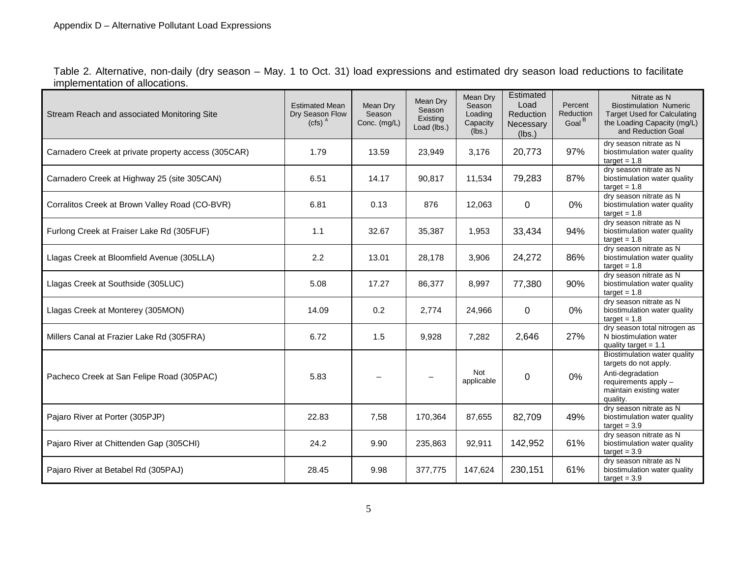Table 2. Alternative, non-daily (dry season – May. 1 to Oct. 31) load expressions and estimated dry season load reductions to facilitate implementation of allocations.

| Stream Reach and associated Monitoring Site | Estimated Mean Dry Season Flow (cfs) [A] | Mean Dry Season Conc. (mg/L) | Mean Dry Season Existing Load (lbs.) | Mean Dry Season Loading Capacity (lbs.) | Estimated Load Reduction Necessary (lbs.) | Percent Reduction Goal [B] | Nitrate as N Biostimulation Numeric Target Used for Calculating the Loading Capacity (mg/L) and Reduction Goal |
|---|---|---|---|---|---|---|---|
| Carnadero Creek at private property access (305CAR) | 1.79 | 13.59 | 23,949 | 3,176 | 20,773 | 97% | dry season nitrate as N biostimulation water quality target = 1.8 |
| Carnadero Creek at Highway 25 (site 305CAN) | 6.51 | 14.17 | 90,817 | 11,534 | 79,283 | 87% | dry season nitrate as N biostimulation water quality target = 1.8 |
| Corralitos Creek at Brown Valley Road (CO-BVR) | 6.81 | 0.13 | 876 | 12,063 | 0 | 0% | dry season nitrate as N biostimulation water quality target = 1.8 |
| Furlong Creek at Fraiser Lake Rd (305FUF) | 1.1 | 32.67 | 35,387 | 1,953 | 33,434 | 94% | dry season nitrate as N biostimulation water quality target = 1.8 |
| Llagas Creek at Bloomfield Avenue (305LLA) | 2.2 | 13.01 | 28,178 | 3,906 | 24,272 | 86% | dry season nitrate as N biostimulation water quality target = 1.8 |
| Llagas Creek at Southside (305LUC) | 5.08 | 17.27 | 86,377 | 8,997 | 77,380 | 90% | dry season nitrate as N biostimulation water quality target = 1.8 |
| Llagas Creek at Monterey (305MON) | 14.09 | 0.2 | 2,774 | 24,966 | 0 | 0% | dry season nitrate as N biostimulation water quality target = 1.8 |
| Millers Canal at Frazier Lake Rd (305FRA) | 6.72 | 1.5 | 9,928 | 7,282 | 2,646 | 27% | dry season total nitrogen as N biostimulation water quality target = 1.1 |
| Pacheco Creek at San Felipe Road (305PAC) | 5.83 | – | – | Not applicable | 0 | 0% | Biostimulation water quality targets do not apply. Anti-degradation requirements apply – maintain existing water quality. |
| Pajaro River at Porter (305PJP) | 22.83 | 7,58 | 170,364 | 87,655 | 82,709 | 49% | dry season nitrate as N biostimulation water quality target = 3.9 |
| Pajaro River at Chittenden Gap (305CHI) | 24.2 | 9.90 | 235,863 | 92,911 | 142,952 | 61% | dry season nitrate as N biostimulation water quality target = 3.9 |
| Pajaro River at Betabel Rd (305PAJ) | 28.45 | 9.98 | 377,775 | 147,624 | 230,151 | 61% | dry season nitrate as N biostimulation water quality target = 3.9 |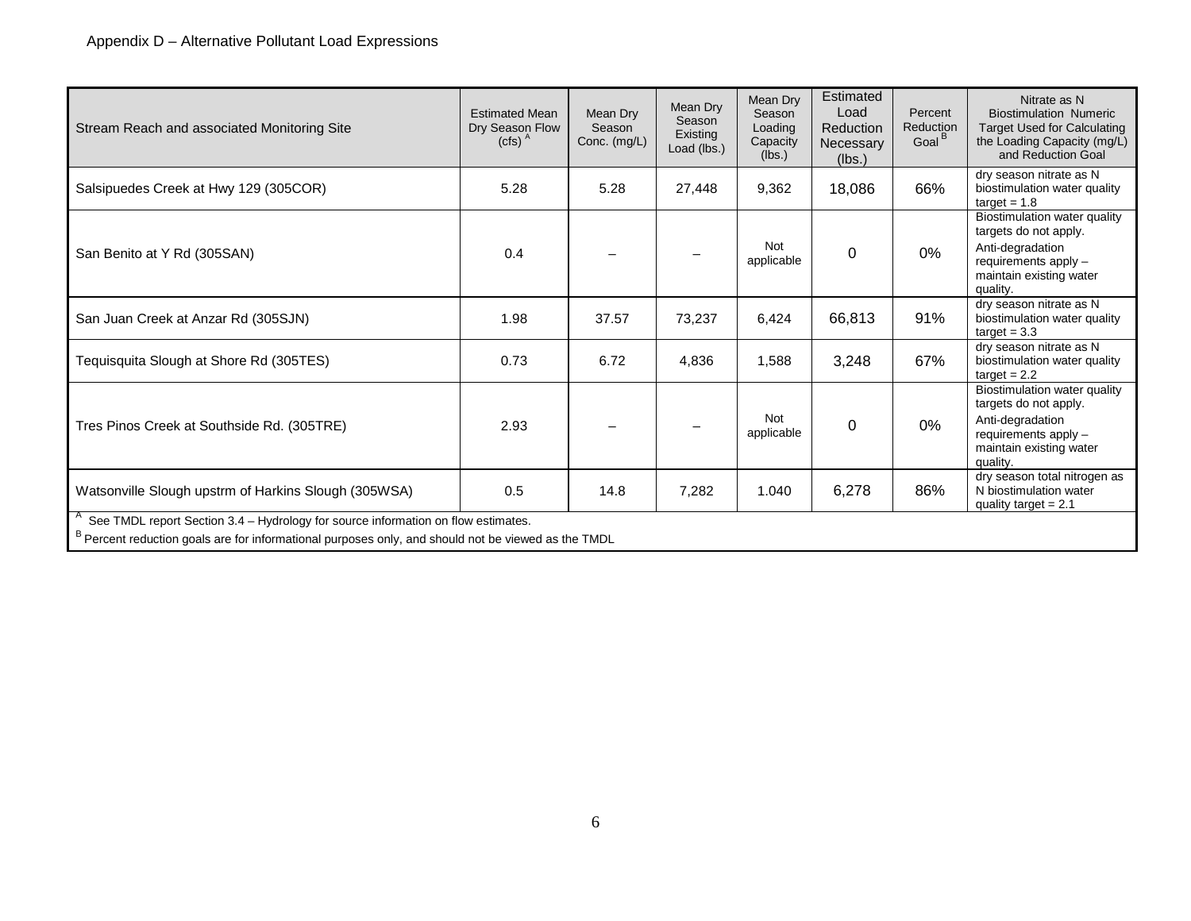Appendix D – Alternative Pollutant Load Expressions

| Stream Reach and associated Monitoring Site | Estimated Mean Dry Season Flow (cfs) [A] | Mean Dry Season Conc. (mg/L) | Mean Dry Season Existing Load (lbs.) | Mean Dry Season Loading Capacity (lbs.) | Estimated Load Reduction Necessary (lbs.) | Percent Reduction Goal [B] | Nitrate as N Biostimulation Numeric Target Used for Calculating the Loading Capacity (mg/L) and Reduction Goal |
|---|---|---|---|---|---|---|---|
| Salsipuedes Creek at Hwy 129 (305COR) | 5.28 | 5.28 | 27,448 | 9,362 | 18,086 | 66% | dry season nitrate as N biostimulation water quality target = 1.8 |
| San Benito at Y Rd (305SAN) | 0.4 | – | – | Not applicable | 0 | 0% | Biostimulation water quality targets do not apply. Anti-degradation requirements apply – maintain existing water quality. |
| San Juan Creek at Anzar Rd (305SJN) | 1.98 | 37.57 | 73,237 | 6,424 | 66,813 | 91% | dry season nitrate as N biostimulation water quality target = 3.3 |
| Tequisquita Slough at Shore Rd (305TES) | 0.73 | 6.72 | 4,836 | 1,588 | 3,248 | 67% | dry season nitrate as N biostimulation water quality target = 2.2 |
| Tres Pinos Creek at Southside Rd. (305TRE) | 2.93 | – | – | Not applicable | 0 | 0% | Biostimulation water quality targets do not apply. Anti-degradation requirements apply – maintain existing water quality. |
| Watsonville Slough upstrm of Harkins Slough (305WSA) | 0.5 | 14.8 | 7,282 | 1.040 | 6,278 | 86% | dry season total nitrogen as N biostimulation water quality target = 2.1 |

[A] See TMDL report Section 3.4 – Hydrology for source information on flow estimates.

[B] Percent reduction goals are for informational purposes only, and should not be viewed as the TMDL